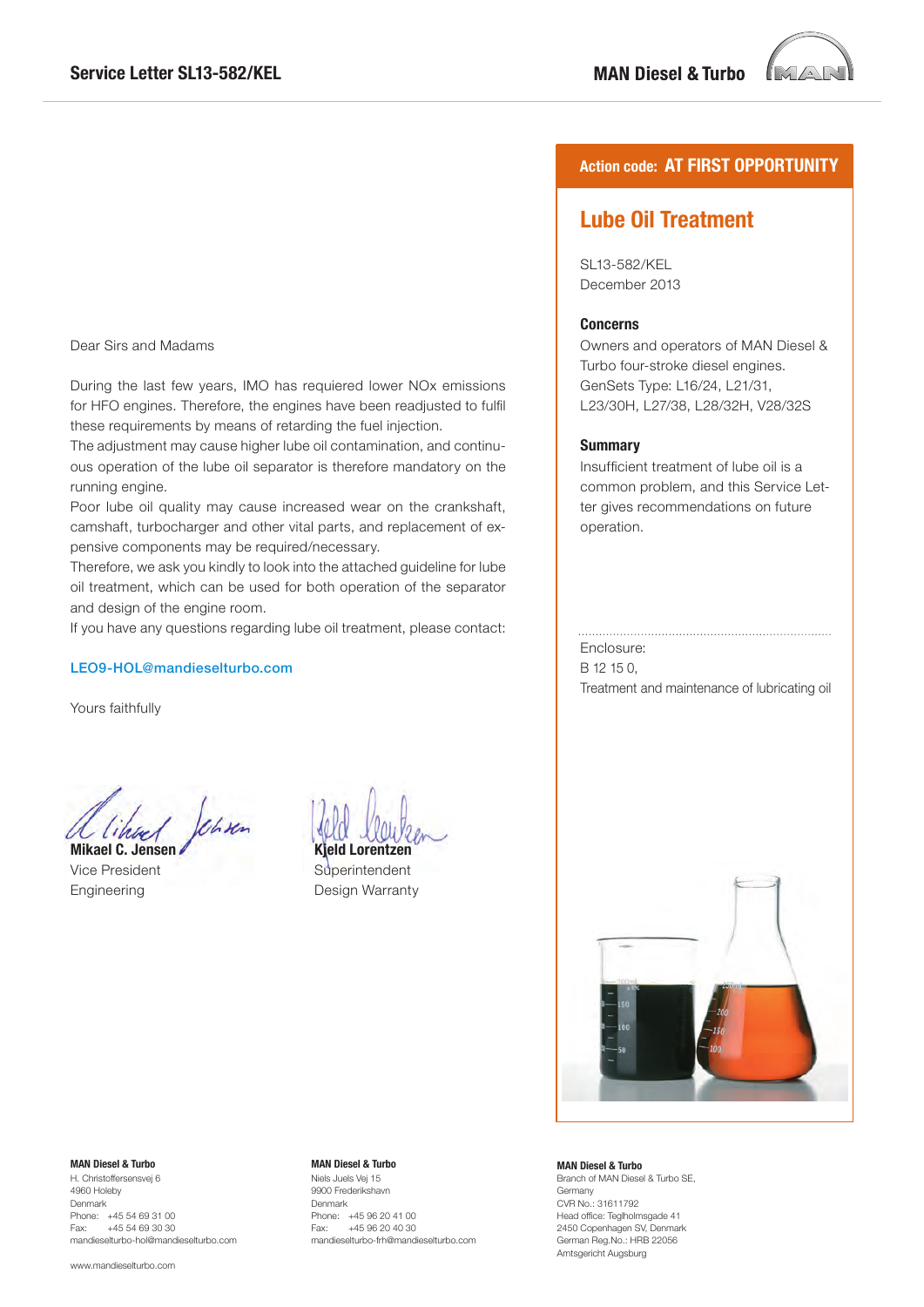# Service Letter SL13-582/KEL

MAN Diesel & Turbo

**Action code: AT FIRST OPPORTUNITY**

## Lube Oil Treatment

SL13-582/KEL
December 2013

### Concerns

Owners and operators of MAN Diesel & Turbo four-stroke diesel engines.
GenSets Type: L16/24, L21/31, L23/30H, L27/38, L28/32H, V28/32S

### Summary

Insufficient treatment of lube oil is a common problem, and this Service Letter gives recommendations on future operation.

Enclosure:
B 12 15 0,
Treatment and maintenance of lubricating oil

Dear Sirs and Madams

During the last few years, IMO has requiered lower NOx emissions for HFO engines. Therefore, the engines have been readjusted to fulfil these requirements by means of retarding the fuel injection.
The adjustment may cause higher lube oil contamination, and continuous operation of the lube oil separator is therefore mandatory on the running engine.
Poor lube oil quality may cause increased wear on the crankshaft, camshaft, turbocharger and other vital parts, and replacement of expensive components may be required/necessary.
Therefore, we ask you kindly to look into the attached guideline for lube oil treatment, which can be used for both operation of the separator and design of the engine room.
If you have any questions regarding lube oil treatment, please contact:

LEO9-HOL@mandieselturbo.com

Yours faithfully

**Mikael C. Jensen**
Vice President
Engineering

**Kjeld Lorentzen**
Superintendent
Design Warranty

**MAN Diesel & Turbo**
H. Christoffersensvej 6
4960 Holeby
Denmark
Phone: +45 54 69 31 00
Fax: +45 54 69 30 30
mandieselturbo-hol@mandieselturbo.com

**MAN Diesel & Turbo**
Niels Juels Vej 15
9900 Frederikshavn
Denmark
Phone: +45 96 20 41 00
Fax: +45 96 20 40 30
mandieselturbo-frh@mandieselturbo.com

**MAN Diesel & Turbo**
Branch of MAN Diesel & Turbo SE, Germany
CVR No.: 31611792
Head office: Teglholmsgade 41
2450 Copenhagen SV, Denmark
German Reg.No.: HRB 22056
Amtsgericht Augsburg

www.mandieselturbo.com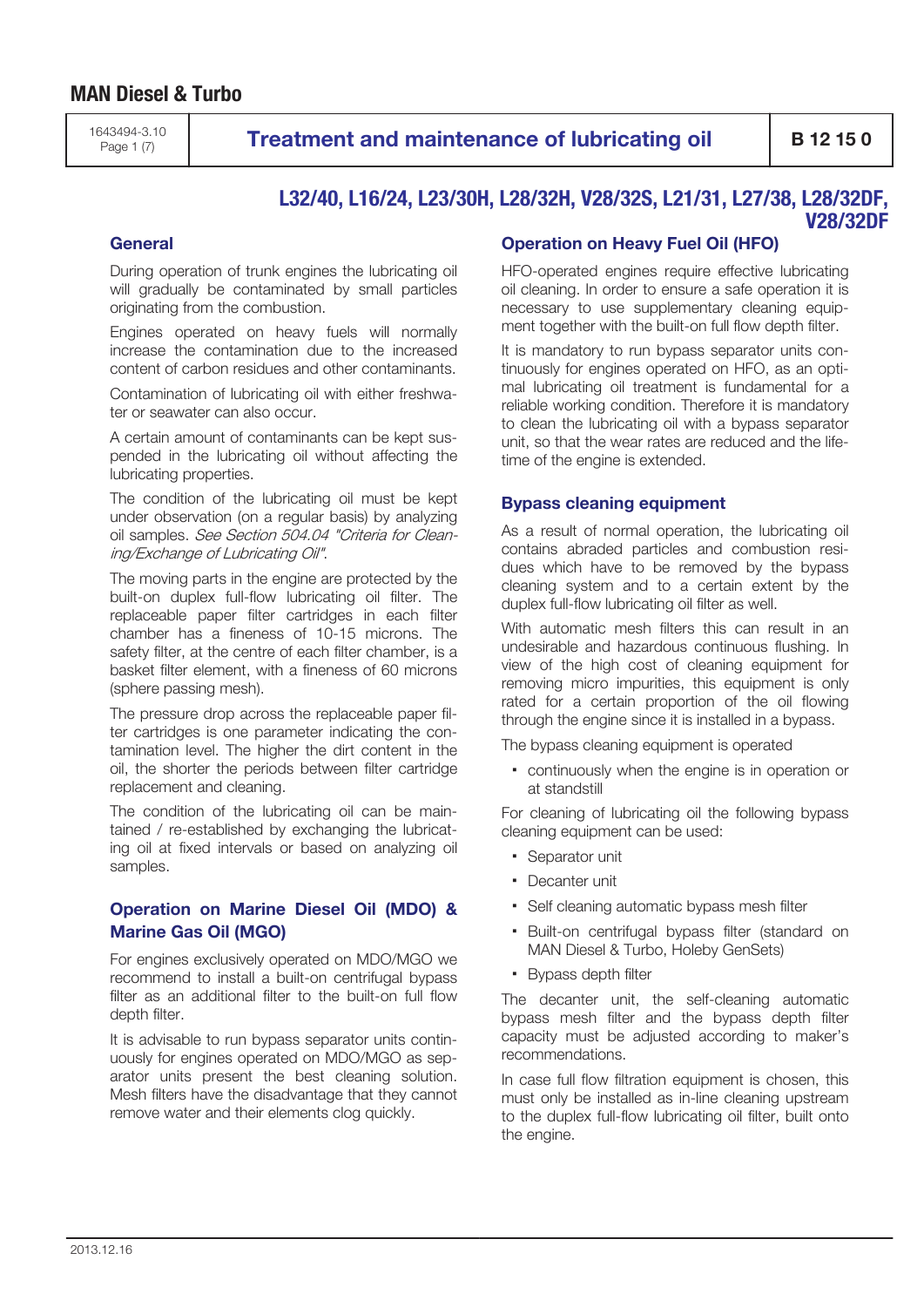# Treatment and maintenance of lubricating oil

B 12 15 0

**L32/40, L16/24, L23/30H, L28/32H, V28/32S, L21/31, L27/38, L28/32DF, V28/32DF**

## General

During operation of trunk engines the lubricating oil will gradually be contaminated by small particles originating from the combustion.

Engines operated on heavy fuels will normally increase the contamination due to the increased content of carbon residues and other contaminants.

Contamination of lubricating oil with either freshwater or seawater can also occur.

A certain amount of contaminants can be kept suspended in the lubricating oil without affecting the lubricating properties.

The condition of the lubricating oil must be kept under observation (on a regular basis) by analyzing oil samples. *See Section 504.04 "Criteria for Cleaning/Exchange of Lubricating Oil".*

The moving parts in the engine are protected by the built-on duplex full-flow lubricating oil filter. The replaceable paper filter cartridges in each filter chamber has a fineness of 10-15 microns. The safety filter, at the centre of each filter chamber, is a basket filter element, with a fineness of 60 microns (sphere passing mesh).

The pressure drop across the replaceable paper filter cartridges is one parameter indicating the contamination level. The higher the dirt content in the oil, the shorter the periods between filter cartridge replacement and cleaning.

The condition of the lubricating oil can be maintained / re-established by exchanging the lubricating oil at fixed intervals or based on analyzing oil samples.

## Operation on Marine Diesel Oil (MDO) & Marine Gas Oil (MGO)

For engines exclusively operated on MDO/MGO we recommend to install a built-on centrifugal bypass filter as an additional filter to the built-on full flow depth filter.

It is advisable to run bypass separator units continuously for engines operated on MDO/MGO as separator units present the best cleaning solution. Mesh filters have the disadvantage that they cannot remove water and their elements clog quickly.

## Operation on Heavy Fuel Oil (HFO)

HFO-operated engines require effective lubricating oil cleaning. In order to ensure a safe operation it is necessary to use supplementary cleaning equipment together with the built-on full flow depth filter.

It is mandatory to run bypass separator units continuously for engines operated on HFO, as an optimal lubricating oil treatment is fundamental for a reliable working condition. Therefore it is mandatory to clean the lubricating oil with a bypass separator unit, so that the wear rates are reduced and the lifetime of the engine is extended.

## Bypass cleaning equipment

As a result of normal operation, the lubricating oil contains abraded particles and combustion residues which have to be removed by the bypass cleaning system and to a certain extent by the duplex full-flow lubricating oil filter as well.

With automatic mesh filters this can result in an undesirable and hazardous continuous flushing. In view of the high cost of cleaning equipment for removing micro impurities, this equipment is only rated for a certain proportion of the oil flowing through the engine since it is installed in a bypass.

The bypass cleaning equipment is operated

- continuously when the engine is in operation or at standstill

For cleaning of lubricating oil the following bypass cleaning equipment can be used:

- Separator unit
- Decanter unit
- Self cleaning automatic bypass mesh filter
- Built-on centrifugal bypass filter (standard on MAN Diesel & Turbo, Holeby GenSets)
- Bypass depth filter

The decanter unit, the self-cleaning automatic bypass mesh filter and the bypass depth filter capacity must be adjusted according to maker's recommendations.

In case full flow filtration equipment is chosen, this must only be installed as in-line cleaning upstream to the duplex full-flow lubricating oil filter, built onto the engine.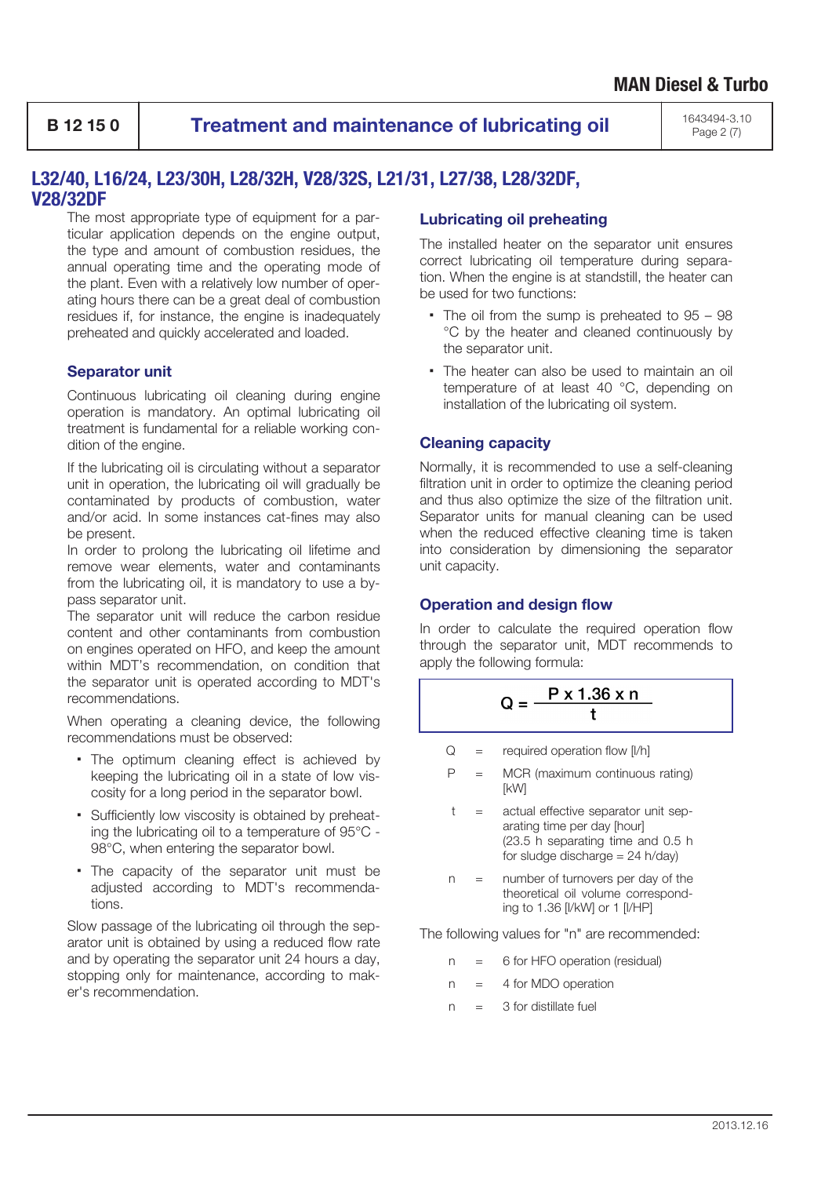## L32/40, L16/24, L23/30H, L28/32H, V28/32S, L21/31, L27/38, L28/32DF, V28/32DF

The most appropriate type of equipment for a particular application depends on the engine output, the type and amount of combustion residues, the annual operating time and the operating mode of the plant. Even with a relatively low number of operating hours there can be a great deal of combustion residues if, for instance, the engine is inadequately preheated and quickly accelerated and loaded.

### Separator unit

Continuous lubricating oil cleaning during engine operation is mandatory. An optimal lubricating oil treatment is fundamental for a reliable working condition of the engine.

If the lubricating oil is circulating without a separator unit in operation, the lubricating oil will gradually be contaminated by products of combustion, water and/or acid. In some instances cat-fines may also be present.
In order to prolong the lubricating oil lifetime and remove wear elements, water and contaminants from the lubricating oil, it is mandatory to use a bypass separator unit.
The separator unit will reduce the carbon residue content and other contaminants from combustion on engines operated on HFO, and keep the amount within MDT's recommendation, on condition that the separator unit is operated according to MDT's recommendations.

When operating a cleaning device, the following recommendations must be observed:

- The optimum cleaning effect is achieved by keeping the lubricating oil in a state of low viscosity for a long period in the separator bowl.
- Sufficiently low viscosity is obtained by preheating the lubricating oil to a temperature of 95°C - 98°C, when entering the separator bowl.
- The capacity of the separator unit must be adjusted according to MDT's recommendations.

Slow passage of the lubricating oil through the separator unit is obtained by using a reduced flow rate and by operating the separator unit 24 hours a day, stopping only for maintenance, according to maker's recommendation.

### Lubricating oil preheating

The installed heater on the separator unit ensures correct lubricating oil temperature during separation. When the engine is at standstill, the heater can be used for two functions:

- The oil from the sump is preheated to 95 – 98 °C by the heater and cleaned continuously by the separator unit.
- The heater can also be used to maintain an oil temperature of at least 40 °C, depending on installation of the lubricating oil system.

### Cleaning capacity

Normally, it is recommended to use a self-cleaning filtration unit in order to optimize the cleaning period and thus also optimize the size of the filtration unit. Separator units for manual cleaning can be used when the reduced effective cleaning time is taken into consideration by dimensioning the separator unit capacity.

### Operation and design flow

In order to calculate the required operation flow through the separator unit, MDT recommends to apply the following formula:

$$Q = \frac{P \times 1.36 \times n}{t}$$

| | | |
|---|---|---|
| Q | = | required operation flow [l/h] |
| P | = | MCR (maximum continuous rating) [kW] |
| t | = | actual effective separator unit separating time per day [hour] (23.5 h separating time and 0.5 h for sludge discharge = 24 h/day) |
| n | = | number of turnovers per day of the theoretical oil volume corresponding to 1.36 [l/kW] or 1 [l/HP] |

The following values for "n" are recommended:

| | | |
|---|---|---|
| n | = | 6 for HFO operation (residual) |
| n | = | 4 for MDO operation |
| n | = | 3 for distillate fuel |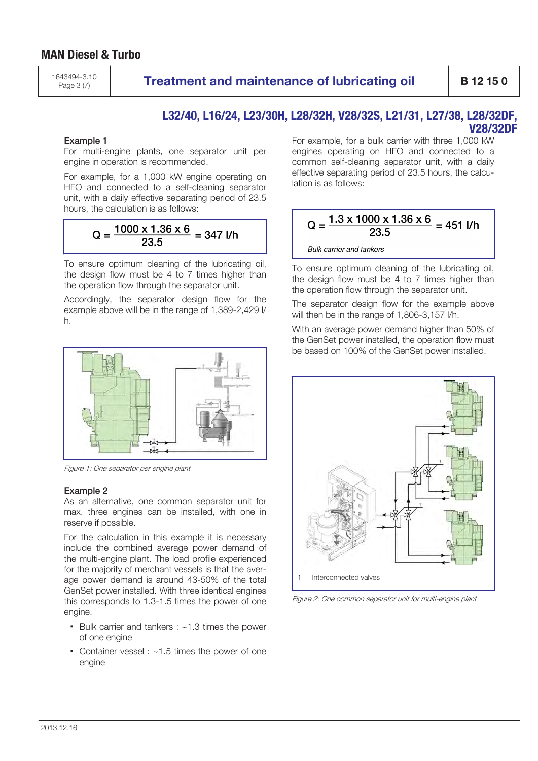## L32/40, L16/24, L23/30H, L28/32H, V28/32S, L21/31, L27/38, L28/32DF, V28/32DF

### Example 1

For multi-engine plants, one separator unit per engine in operation is recommended.

For example, for a 1,000 kW engine operating on HFO and connected to a self-cleaning separator unit, with a daily effective separating period of 23.5 hours, the calculation is as follows:

$$Q = \frac{1000 \times 1.36 \times 6}{23.5} = 347 \text{ l/h}$$

To ensure optimum cleaning of the lubricating oil, the design flow must be 4 to 7 times higher than the operation flow through the separator unit.

Accordingly, the separator design flow for the example above will be in the range of 1,389-2,429 l/h.

*Figure 1: One separator per engine plant*

### Example 2

As an alternative, one common separator unit for max. three engines can be installed, with one in reserve if possible.

For the calculation in this example it is necessary include the combined average power demand of the multi-engine plant. The load profile experienced for the majority of merchant vessels is that the average power demand is around 43-50% of the total GenSet power installed. With three identical engines this corresponds to 1.3-1.5 times the power of one engine.

- Bulk carrier and tankers : ~1.3 times the power of one engine
- Container vessel : ~1.5 times the power of one engine

For example, for a bulk carrier with three 1,000 kW engines operating on HFO and connected to a common self-cleaning separator unit, with a daily effective separating period of 23.5 hours, the calculation is as follows:

$$Q = \frac{1.3 \times 1000 \times 1.36 \times 6}{23.5} = 451 \text{ l/h}$$

*Bulk carrier and tankers*

To ensure optimum cleaning of the lubricating oil, the design flow must be 4 to 7 times higher than the operation flow through the separator unit.

The separator design flow for the example above will then be in the range of 1,806-3,157 l/h.

With an average power demand higher than 50% of the GenSet power installed, the operation flow must be based on 100% of the GenSet power installed.

1 Interconnected valves

*Figure 2: One common separator unit for multi-engine plant*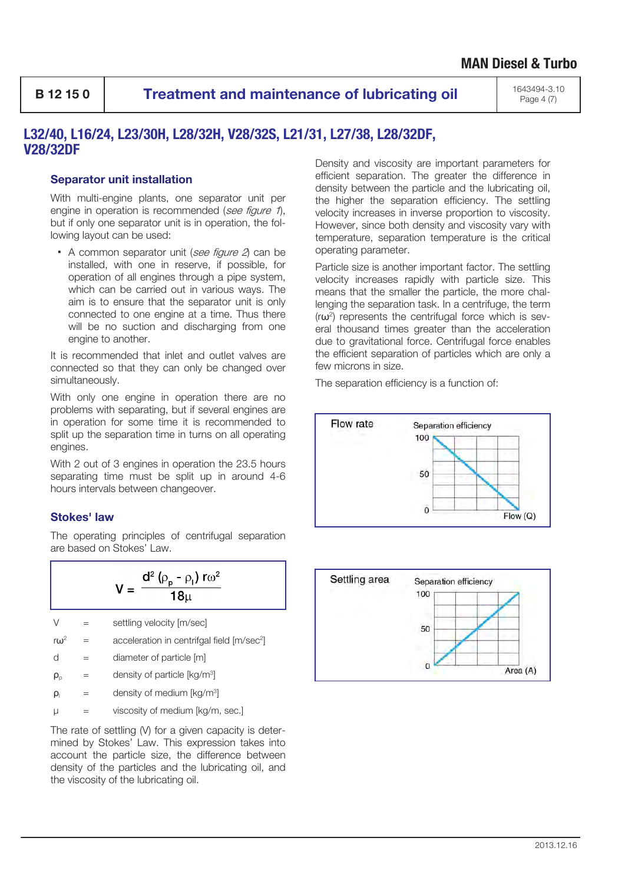## L32/40, L16/24, L23/30H, L28/32H, V28/32S, L21/31, L27/38, L28/32DF, V28/32DF

### Separator unit installation

With multi-engine plants, one separator unit per engine in operation is recommended (*see figure 1*), but if only one separator unit is in operation, the following layout can be used:

- A common separator unit (*see figure 2*) can be installed, with one in reserve, if possible, for operation of all engines through a pipe system, which can be carried out in various ways. The aim is to ensure that the separator unit is only connected to one engine at a time. Thus there will be no suction and discharging from one engine to another.

It is recommended that inlet and outlet valves are connected so that they can only be changed over simultaneously.

With only one engine in operation there are no problems with separating, but if several engines are in operation for some time it is recommended to split up the separation time in turns on all operating engines.

With 2 out of 3 engines in operation the 23.5 hours separating time must be split up in around 4-6 hours intervals between changeover.

### Stokes' law

The operating principles of centrifugal separation are based on Stokes' Law.

$$V = \frac{d^2 (\rho_p - \rho_l)\, r\omega^2}{18\mu}$$

| | | |
|---|---|---|
| V | = | settling velocity [m/sec] |
| $r\omega^2$ | = | acceleration in centrifgal field [m/sec$^2$] |
| d | = | diameter of particle [m] |
| $\rho_p$ | = | density of particle [kg/m$^3$] |
| $\rho_l$ | = | density of medium [kg/m$^3$] |
| $\mu$ | = | viscosity of medium [kg/m, sec.] |

The rate of settling (V) for a given capacity is determined by Stokes' Law. This expression takes into account the particle size, the difference between density of the particles and the lubricating oil, and the viscosity of the lubricating oil.

Density and viscosity are important parameters for efficient separation. The greater the difference in density between the particle and the lubricating oil, the higher the separation efficiency. The settling velocity increases in inverse proportion to viscosity. However, since both density and viscosity vary with temperature, separation temperature is the critical operating parameter.

Particle size is another important factor. The settling velocity increases rapidly with particle size. This means that the smaller the particle, the more challenging the separation task. In a centrifuge, the term ($r\omega^2$) represents the centrifugal force which is several thousand times greater than the acceleration due to gravitational force. Centrifugal force enables the efficient separation of particles which are only a few microns in size.

The separation efficiency is a function of:

Flow rate — Separation efficiency (100, 50, 0) vs. Flow (Q)

Settling area — Separation efficiency (100, 50, 0) vs. Area (A)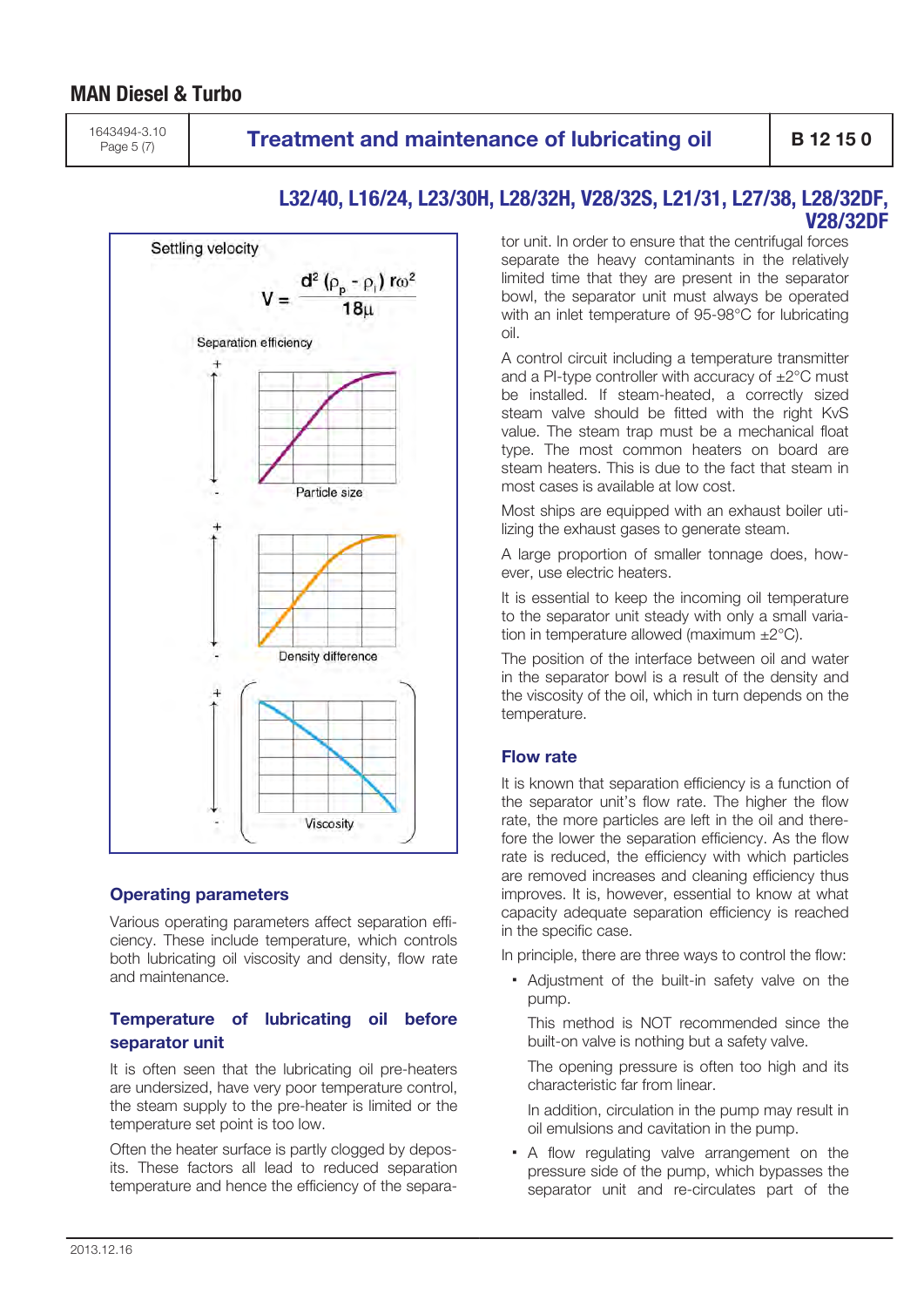## L32/40, L16/24, L23/30H, L28/32H, V28/32S, L21/31, L27/38, L28/32DF, V28/32DF

Settling velocity

$$V = \frac{d^2 (\rho_p - \rho_l) r\omega^2}{18\mu}$$

Separation efficiency

Particle size

Density difference

Viscosity

### Operating parameters

Various operating parameters affect separation efficiency. These include temperature, which controls both lubricating oil viscosity and density, flow rate and maintenance.

### Temperature of lubricating oil before separator unit

It is often seen that the lubricating oil pre-heaters are undersized, have very poor temperature control, the steam supply to the pre-heater is limited or the temperature set point is too low.

Often the heater surface is partly clogged by deposits. These factors all lead to reduced separation temperature and hence the efficiency of the separator unit. In order to ensure that the centrifugal forces separate the heavy contaminants in the relatively limited time that they are present in the separator bowl, the separator unit must always be operated with an inlet temperature of 95-98°C for lubricating oil.

A control circuit including a temperature transmitter and a PI-type controller with accuracy of ±2°C must be installed. If steam-heated, a correctly sized steam valve should be fitted with the right KvS value. The steam trap must be a mechanical float type. The most common heaters on board are steam heaters. This is due to the fact that steam in most cases is available at low cost.

Most ships are equipped with an exhaust boiler utilizing the exhaust gases to generate steam.

A large proportion of smaller tonnage does, however, use electric heaters.

It is essential to keep the incoming oil temperature to the separator unit steady with only a small variation in temperature allowed (maximum ±2°C).

The position of the interface between oil and water in the separator bowl is a result of the density and the viscosity of the oil, which in turn depends on the temperature.

### Flow rate

It is known that separation efficiency is a function of the separator unit's flow rate. The higher the flow rate, the more particles are left in the oil and therefore the lower the separation efficiency. As the flow rate is reduced, the efficiency with which particles are removed increases and cleaning efficiency thus improves. It is, however, essential to know at what capacity adequate separation efficiency is reached in the specific case.

In principle, there are three ways to control the flow:

- Adjustment of the built-in safety valve on the pump.

  This method is NOT recommended since the built-on valve is nothing but a safety valve.

  The opening pressure is often too high and its characteristic far from linear.

  In addition, circulation in the pump may result in oil emulsions and cavitation in the pump.

- A flow regulating valve arrangement on the pressure side of the pump, which bypasses the separator unit and re-circulates part of the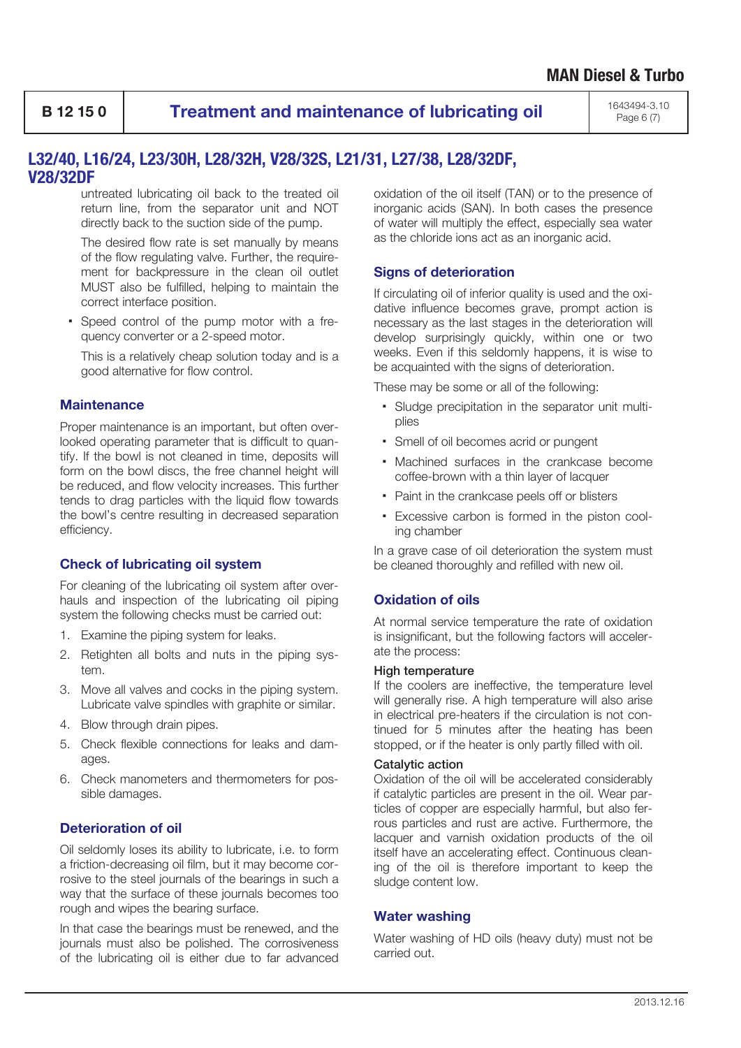## L32/40, L16/24, L23/30H, L28/32H, V28/32S, L21/31, L27/38, L28/32DF, V28/32DF

untreated lubricating oil back to the treated oil return line, from the separator unit and NOT directly back to the suction side of the pump.

The desired flow rate is set manually by means of the flow regulating valve. Further, the requirement for backpressure in the clean oil outlet MUST also be fulfilled, helping to maintain the correct interface position.

- Speed control of the pump motor with a frequency converter or a 2-speed motor.

  This is a relatively cheap solution today and is a good alternative for flow control.

### Maintenance

Proper maintenance is an important, but often overlooked operating parameter that is difficult to quantify. If the bowl is not cleaned in time, deposits will form on the bowl discs, the free channel height will be reduced, and flow velocity increases. This further tends to drag particles with the liquid flow towards the bowl's centre resulting in decreased separation efficiency.

### Check of lubricating oil system

For cleaning of the lubricating oil system after overhauls and inspection of the lubricating oil piping system the following checks must be carried out:

1. Examine the piping system for leaks.
2. Retighten all bolts and nuts in the piping system.
3. Move all valves and cocks in the piping system. Lubricate valve spindles with graphite or similar.
4. Blow through drain pipes.
5. Check flexible connections for leaks and damages.
6. Check manometers and thermometers for possible damages.

### Deterioration of oil

Oil seldomly loses its ability to lubricate, i.e. to form a friction-decreasing oil film, but it may become corrosive to the steel journals of the bearings in such a way that the surface of these journals becomes too rough and wipes the bearing surface.

In that case the bearings must be renewed, and the journals must also be polished. The corrosiveness of the lubricating oil is either due to far advanced oxidation of the oil itself (TAN) or to the presence of inorganic acids (SAN). In both cases the presence of water will multiply the effect, especially sea water as the chloride ions act as an inorganic acid.

### Signs of deterioration

If circulating oil of inferior quality is used and the oxidative influence becomes grave, prompt action is necessary as the last stages in the deterioration will develop surprisingly quickly, within one or two weeks. Even if this seldomly happens, it is wise to be acquainted with the signs of deterioration.

These may be some or all of the following:

- Sludge precipitation in the separator unit multiplies
- Smell of oil becomes acrid or pungent
- Machined surfaces in the crankcase become coffee-brown with a thin layer of lacquer
- Paint in the crankcase peels off or blisters
- Excessive carbon is formed in the piston cooling chamber

In a grave case of oil deterioration the system must be cleaned thoroughly and refilled with new oil.

### Oxidation of oils

At normal service temperature the rate of oxidation is insignificant, but the following factors will accelerate the process:

**High temperature**

If the coolers are ineffective, the temperature level will generally rise. A high temperature will also arise in electrical pre-heaters if the circulation is not continued for 5 minutes after the heating has been stopped, or if the heater is only partly filled with oil.

**Catalytic action**

Oxidation of the oil will be accelerated considerably if catalytic particles are present in the oil. Wear particles of copper are especially harmful, but also ferrous particles and rust are active. Furthermore, the lacquer and varnish oxidation products of the oil itself have an accelerating effect. Continuous cleaning of the oil is therefore important to keep the sludge content low.

### Water washing

Water washing of HD oils (heavy duty) must not be carried out.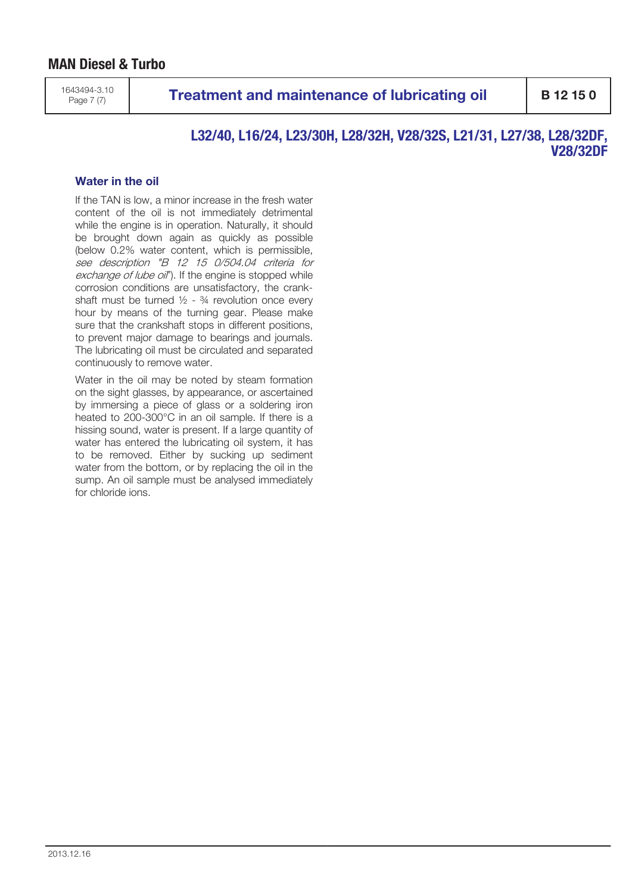## Water in the oil

If the TAN is low, a minor increase in the fresh water content of the oil is not immediately detrimental while the engine is in operation. Naturally, it should be brought down again as quickly as possible (below 0.2% water content, which is permissible, *see description "B 12 15 0/504.04 criteria for exchange of lube oil"*). If the engine is stopped while corrosion conditions are unsatisfactory, the crankshaft must be turned ½ - ¾ revolution once every hour by means of the turning gear. Please make sure that the crankshaft stops in different positions, to prevent major damage to bearings and journals. The lubricating oil must be circulated and separated continuously to remove water.

Water in the oil may be noted by steam formation on the sight glasses, by appearance, or ascertained by immersing a piece of glass or a soldering iron heated to 200-300°C in an oil sample. If there is a hissing sound, water is present. If a large quantity of water has entered the lubricating oil system, it has to be removed. Either by sucking up sediment water from the bottom, or by replacing the oil in the sump. An oil sample must be analysed immediately for chloride ions.